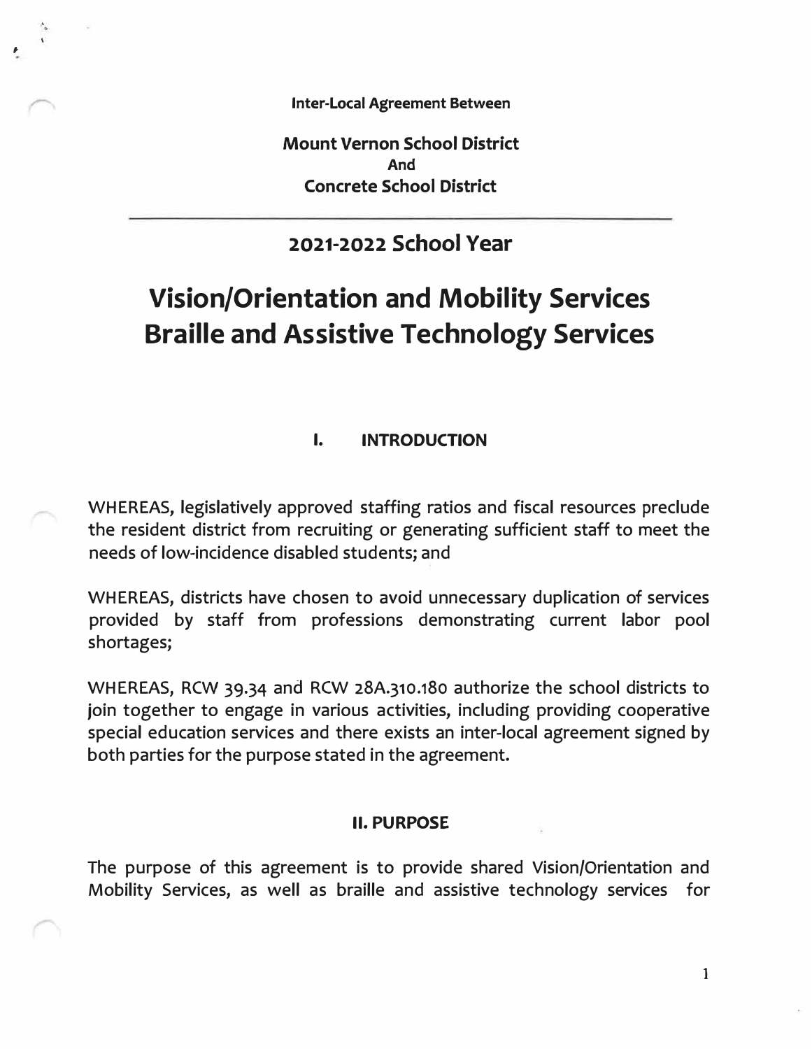**Inter-Local Agreement Between**

**Mount Vernon School District**
**And**
**Concrete School District**

---

## 2021-2022 School Year

# Vision/Orientation and Mobility Services Braille and Assistive Technology Services

## I. INTRODUCTION

WHEREAS, legislatively approved staffing ratios and fiscal resources preclude the resident district from recruiting or generating sufficient staff to meet the needs of low-incidence disabled students; and

WHEREAS, districts have chosen to avoid unnecessary duplication of services provided by staff from professions demonstrating current labor pool shortages;

WHEREAS, RCW 39.34 and RCW 28A.310.180 authorize the school districts to join together to engage in various activities, including providing cooperative special education services and there exists an inter-local agreement signed by both parties for the purpose stated in the agreement.

## II. PURPOSE

The purpose of this agreement is to provide shared Vision/Orientation and Mobility Services, as well as braille and assistive technology services for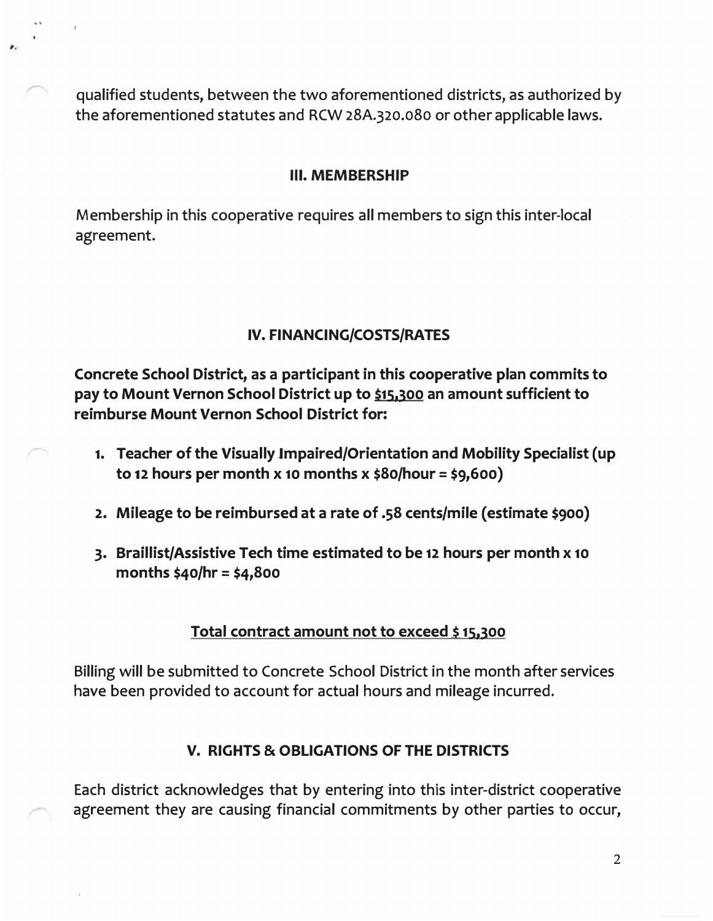qualified students, between the two aforementioned districts, as authorized by the aforementioned statutes and RCW 28A.320.080 or other applicable laws.

## III. MEMBERSHIP

Membership in this cooperative requires all members to sign this inter-local agreement.

## IV. FINANCING/COSTS/RATES

**Concrete School District, as a participant in this cooperative plan commits to pay to Mount Vernon School District up to <u>$15,300</u> an amount sufficient to reimburse Mount Vernon School District for:**

1. **Teacher of the Visually Impaired/Orientation and Mobility Specialist (up to 12 hours per month x 10 months x $80/hour = $9,600)**
2. **Mileage to be reimbursed at a rate of .58 cents/mile (estimate $900)**
3. **Braillist/Assistive Tech time estimated to be 12 hours per month x 10 months $40/hr = $4,800**

**<u>Total contract amount not to exceed $ 15,300</u>**

Billing will be submitted to Concrete School District in the month after services have been provided to account for actual hours and mileage incurred.

## V. RIGHTS & OBLIGATIONS OF THE DISTRICTS

Each district acknowledges that by entering into this inter-district cooperative agreement they are causing financial commitments by other parties to occur,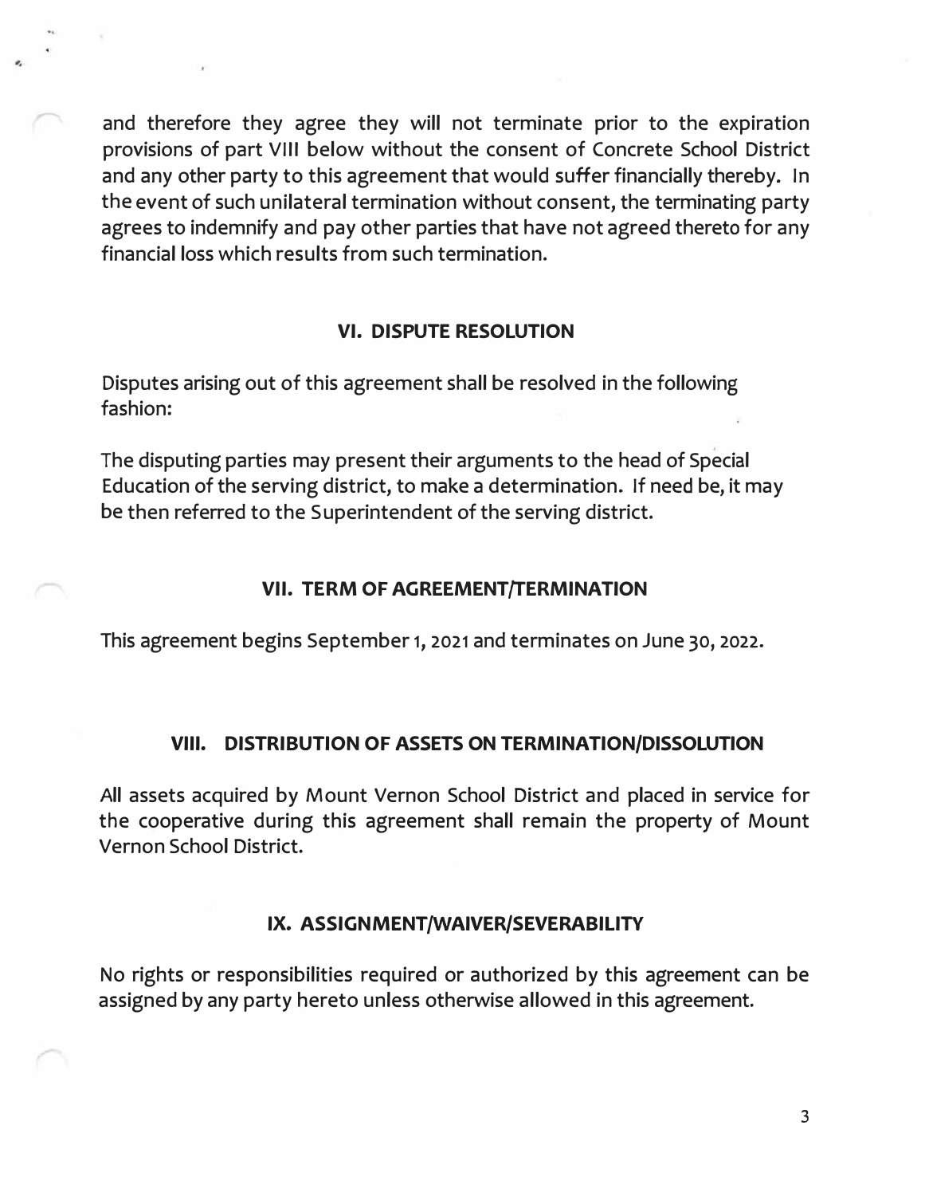and therefore they agree they will not terminate prior to the expiration provisions of part VIII below without the consent of Concrete School District and any other party to this agreement that would suffer financially thereby. In the event of such unilateral termination without consent, the terminating party agrees to indemnify and pay other parties that have not agreed thereto for any financial loss which results from such termination.

## VI. DISPUTE RESOLUTION

Disputes arising out of this agreement shall be resolved in the following fashion:

The disputing parties may present their arguments to the head of Special Education of the serving district, to make a determination. If need be, it may be then referred to the Superintendent of the serving district.

## VII. TERM OF AGREEMENT/TERMINATION

This agreement begins September 1, 2021 and terminates on June 30, 2022.

## VIII. DISTRIBUTION OF ASSETS ON TERMINATION/DISSOLUTION

All assets acquired by Mount Vernon School District and placed in service for the cooperative during this agreement shall remain the property of Mount Vernon School District.

## IX. ASSIGNMENT/WAIVER/SEVERABILITY

No rights or responsibilities required or authorized by this agreement can be assigned by any party hereto unless otherwise allowed in this agreement.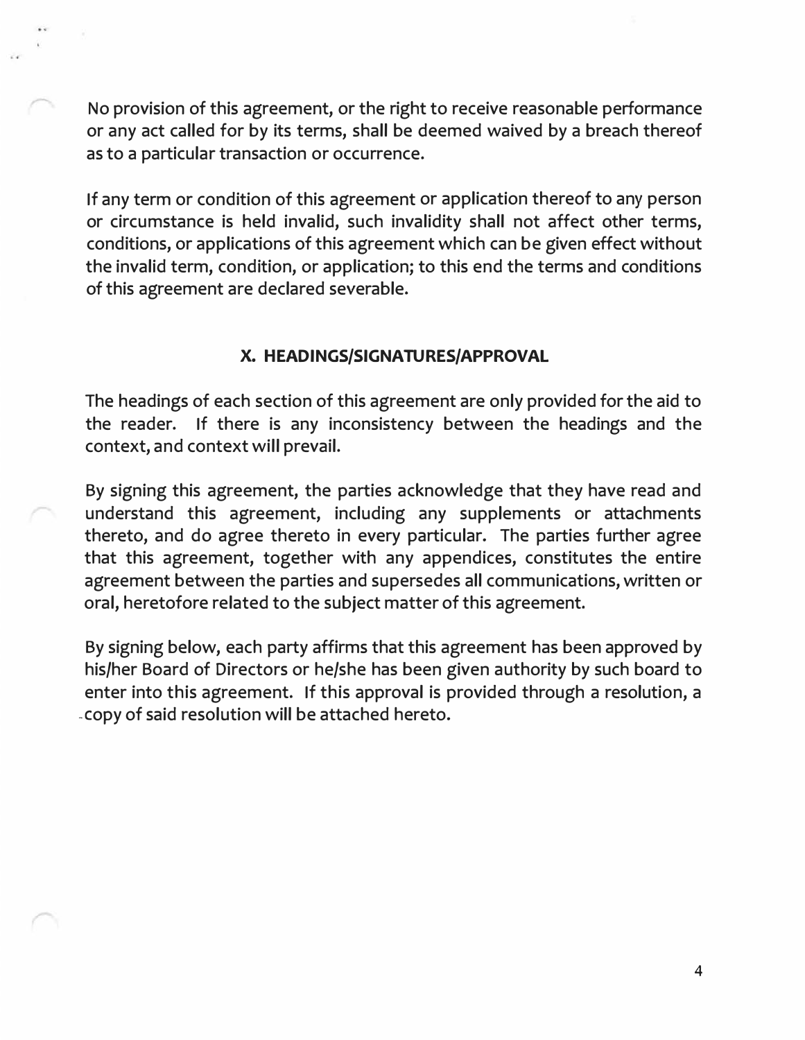No provision of this agreement, or the right to receive reasonable performance or any act called for by its terms, shall be deemed waived by a breach thereof as to a particular transaction or occurrence.

If any term or condition of this agreement or application thereof to any person or circumstance is held invalid, such invalidity shall not affect other terms, conditions, or applications of this agreement which can be given effect without the invalid term, condition, or application; to this end the terms and conditions of this agreement are declared severable.

## X. HEADINGS/SIGNATURES/APPROVAL

The headings of each section of this agreement are only provided for the aid to the reader. If there is any inconsistency between the headings and the context, and context will prevail.

By signing this agreement, the parties acknowledge that they have read and understand this agreement, including any supplements or attachments thereto, and do agree thereto in every particular. The parties further agree that this agreement, together with any appendices, constitutes the entire agreement between the parties and supersedes all communications, written or oral, heretofore related to the subject matter of this agreement.

By signing below, each party affirms that this agreement has been approved by his/her Board of Directors or he/she has been given authority by such board to enter into this agreement. If this approval is provided through a resolution, a copy of said resolution will be attached hereto.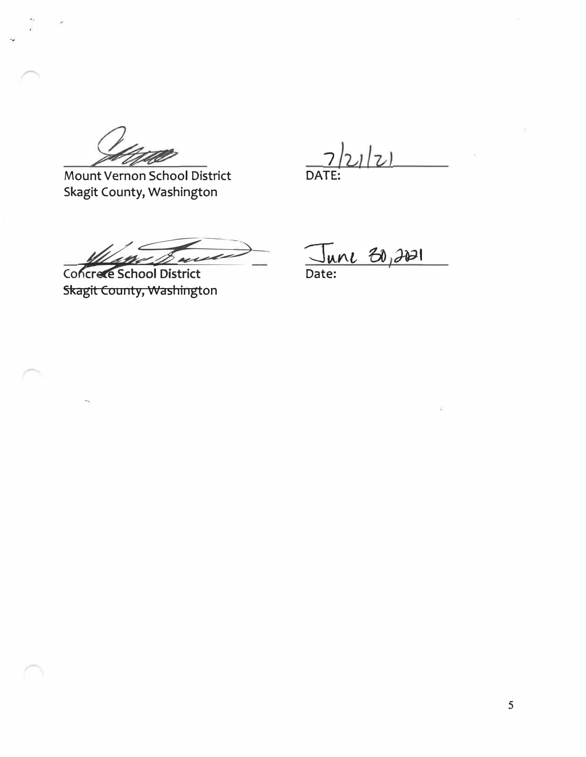Mount Vernon School District
Skagit County, Washington

DATE: 7/21/21

Concrete School District
~~Skagit County, Washington~~

Date: June 30, 2021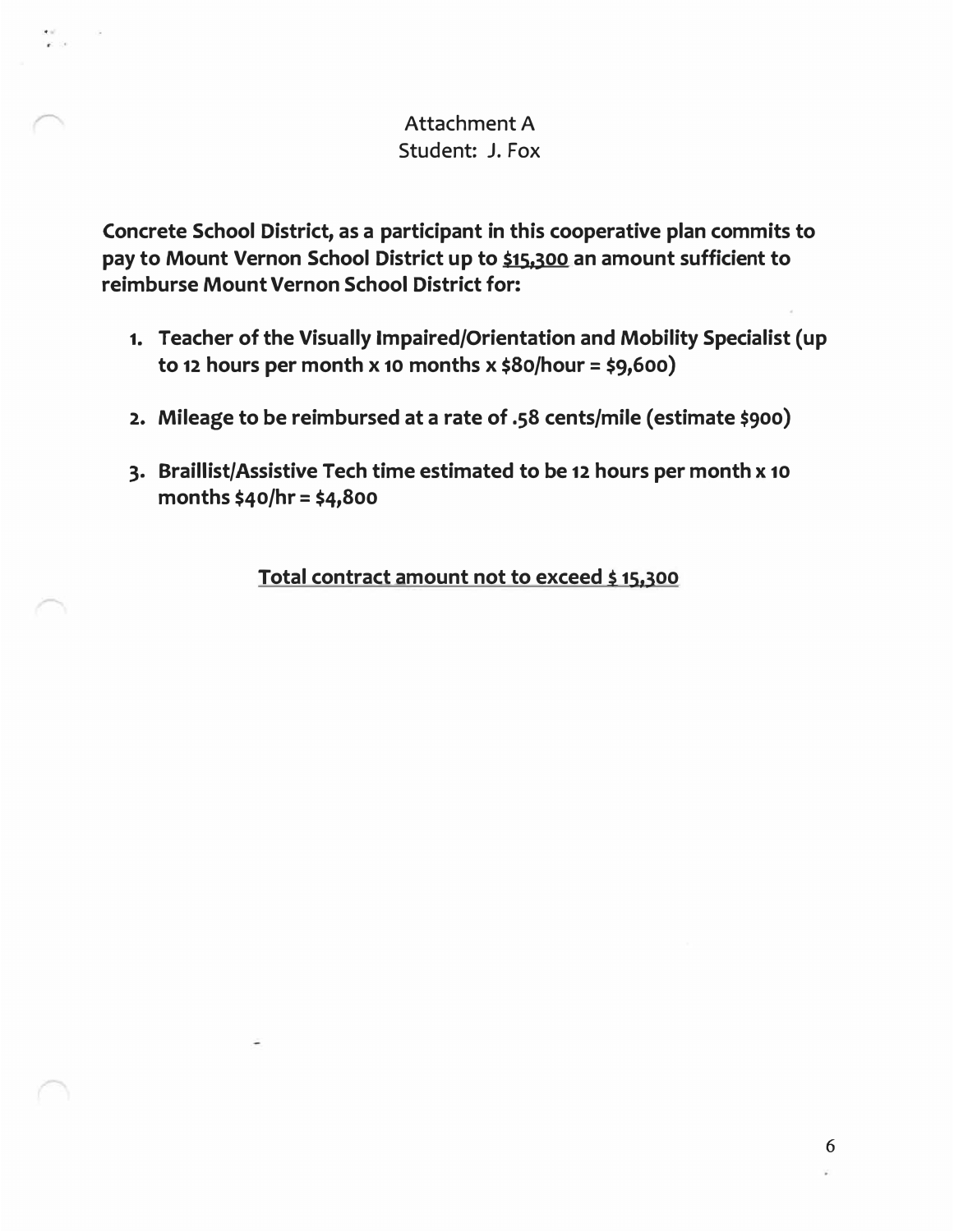Attachment A

Student: J. Fox

**Concrete School District, as a participant in this cooperative plan commits to pay to Mount Vernon School District up to <u>$15,300</u> an amount sufficient to reimburse Mount Vernon School District for:**

1. **Teacher of the Visually Impaired/Orientation and Mobility Specialist (up to 12 hours per month x 10 months x $80/hour = $9,600)**

2. **Mileage to be reimbursed at a rate of .58 cents/mile (estimate $900)**

3. **Braillist/Assistive Tech time estimated to be 12 hours per month x 10 months $40/hr = $4,800**

**<u>Total contract amount not to exceed $ 15,300</u>**